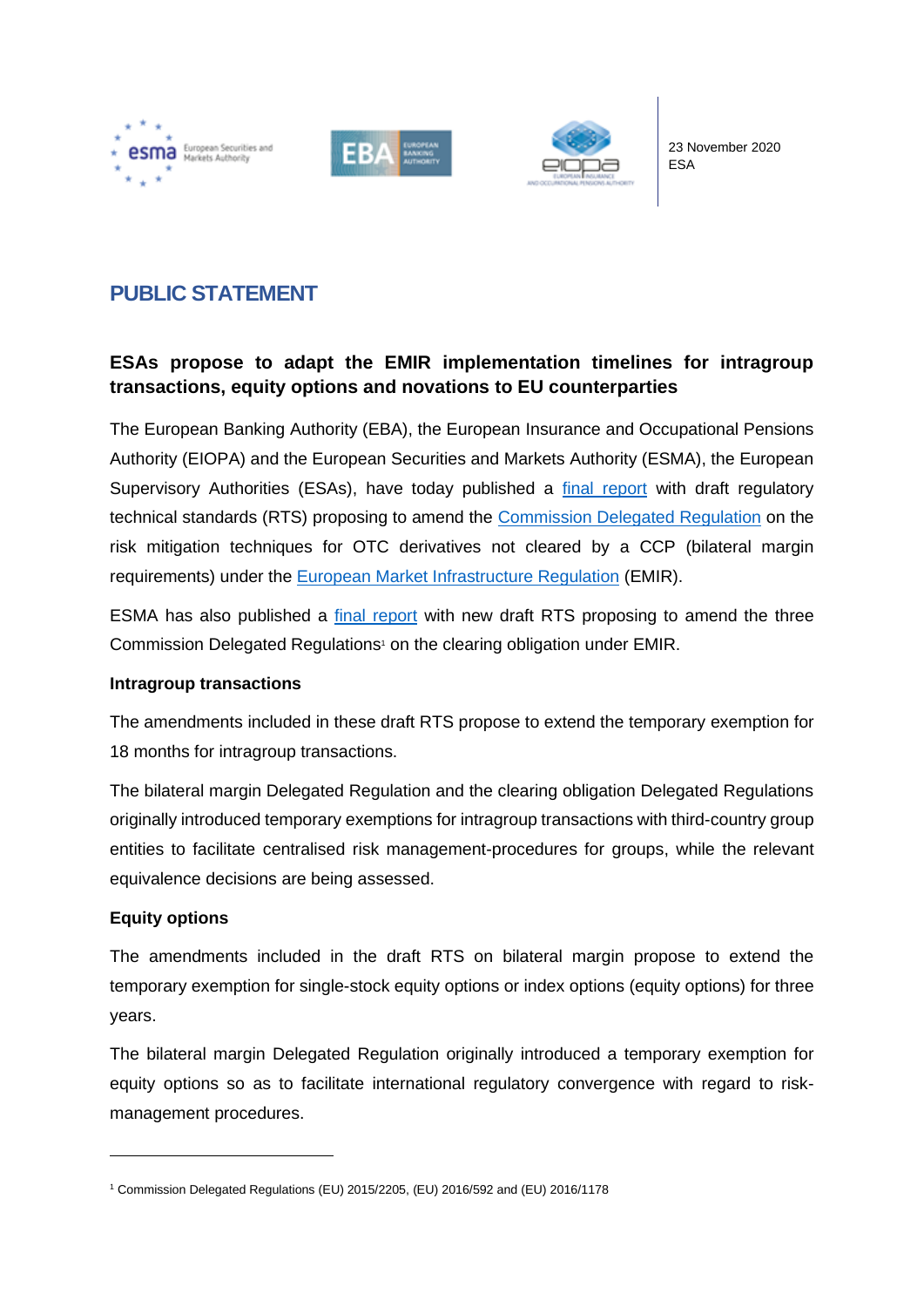23 November 2020
ESA

# PUBLIC STATEMENT

## ESAs propose to adapt the EMIR implementation timelines for intragroup transactions, equity options and novations to EU counterparties

The European Banking Authority (EBA), the European Insurance and Occupational Pensions Authority (EIOPA) and the European Securities and Markets Authority (ESMA), the European Supervisory Authorities (ESAs), have today published a final report with draft regulatory technical standards (RTS) proposing to amend the Commission Delegated Regulation on the risk mitigation techniques for OTC derivatives not cleared by a CCP (bilateral margin requirements) under the European Market Infrastructure Regulation (EMIR).

ESMA has also published a final report with new draft RTS proposing to amend the three Commission Delegated Regulations[1] on the clearing obligation under EMIR.

**Intragroup transactions**

The amendments included in these draft RTS propose to extend the temporary exemption for 18 months for intragroup transactions.

The bilateral margin Delegated Regulation and the clearing obligation Delegated Regulations originally introduced temporary exemptions for intragroup transactions with third-country group entities to facilitate centralised risk management-procedures for groups, while the relevant equivalence decisions are being assessed.

**Equity options**

The amendments included in the draft RTS on bilateral margin propose to extend the temporary exemption for single-stock equity options or index options (equity options) for three years.

The bilateral margin Delegated Regulation originally introduced a temporary exemption for equity options so as to facilitate international regulatory convergence with regard to risk-management procedures.

[1] Commission Delegated Regulations (EU) 2015/2205, (EU) 2016/592 and (EU) 2016/1178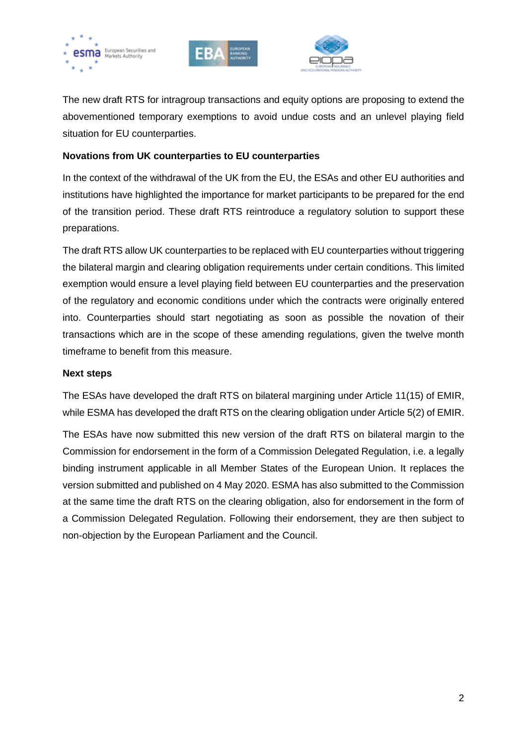The new draft RTS for intragroup transactions and equity options are proposing to extend the abovementioned temporary exemptions to avoid undue costs and an unlevel playing field situation for EU counterparties.

**Novations from UK counterparties to EU counterparties**

In the context of the withdrawal of the UK from the EU, the ESAs and other EU authorities and institutions have highlighted the importance for market participants to be prepared for the end of the transition period. These draft RTS reintroduce a regulatory solution to support these preparations.

The draft RTS allow UK counterparties to be replaced with EU counterparties without triggering the bilateral margin and clearing obligation requirements under certain conditions. This limited exemption would ensure a level playing field between EU counterparties and the preservation of the regulatory and economic conditions under which the contracts were originally entered into. Counterparties should start negotiating as soon as possible the novation of their transactions which are in the scope of these amending regulations, given the twelve month timeframe to benefit from this measure.

**Next steps**

The ESAs have developed the draft RTS on bilateral margining under Article 11(15) of EMIR, while ESMA has developed the draft RTS on the clearing obligation under Article 5(2) of EMIR.

The ESAs have now submitted this new version of the draft RTS on bilateral margin to the Commission for endorsement in the form of a Commission Delegated Regulation, i.e. a legally binding instrument applicable in all Member States of the European Union. It replaces the version submitted and published on 4 May 2020. ESMA has also submitted to the Commission at the same time the draft RTS on the clearing obligation, also for endorsement in the form of a Commission Delegated Regulation. Following their endorsement, they are then subject to non-objection by the European Parliament and the Council.